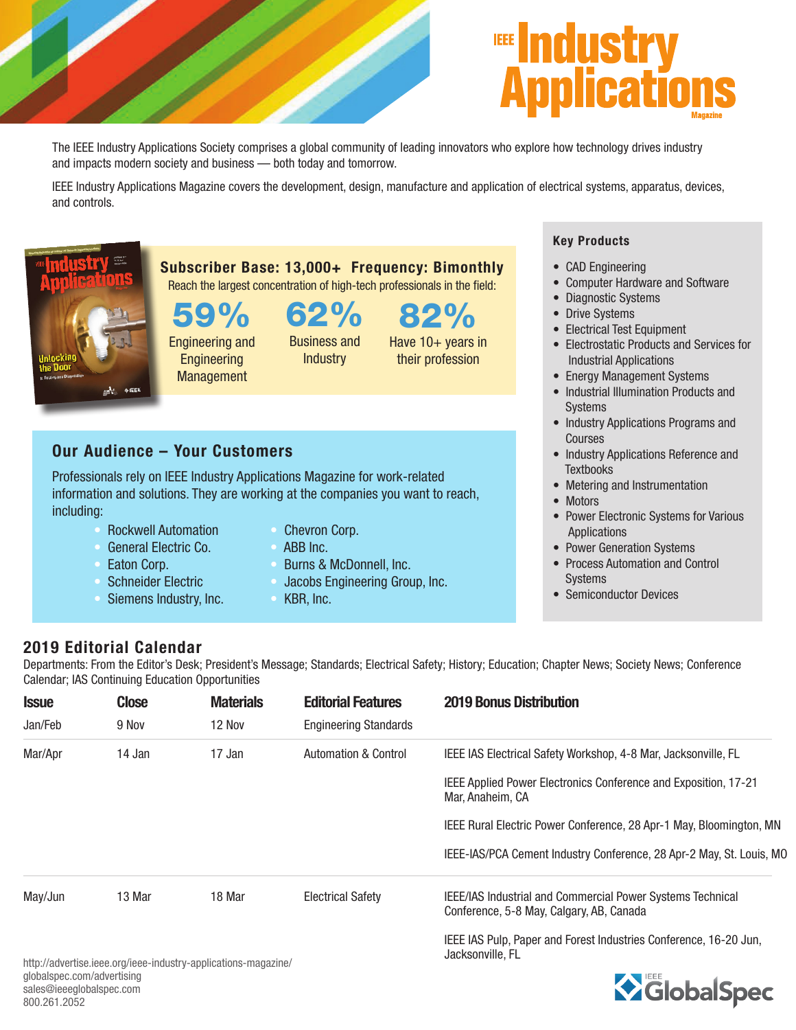# IEEE Industry Applications Magazine

The IEEE Industry Applications Society comprises a global community of leading innovators who explore how technology drives industry and impacts modern society and business — both today and tomorrow.

IEEE Industry Applications Magazine covers the development, design, manufacture and application of electrical systems, apparatus, devices, and controls.

## Subscriber Base: 13,000+ Frequency: Bimonthly

Reach the largest concentration of high-tech professionals in the field:

- **59%** Engineering and Engineering Management
- **62%** Business and Industry
- **82%** Have 10+ years in their profession

## Our Audience – Your Customers

Professionals rely on IEEE Industry Applications Magazine for work-related information and solutions. They are working at the companies you want to reach, including:

- Rockwell Automation
- General Electric Co.
- Eaton Corp.
- Schneider Electric
- Siemens Industry, Inc.
- Chevron Corp.
- ABB Inc.
- Burns & McDonnell, Inc.
- Jacobs Engineering Group, Inc.
- KBR, Inc.

## Key Products

- CAD Engineering
- Computer Hardware and Software
- Diagnostic Systems
- Drive Systems
- Electrical Test Equipment
- Electrostatic Products and Services for Industrial Applications
- Energy Management Systems
- Industrial Illumination Products and Systems
- Industry Applications Programs and Courses
- Industry Applications Reference and Textbooks
- Metering and Instrumentation
- Motors
- Power Electronic Systems for Various Applications
- Power Generation Systems
- Process Automation and Control Systems
- Semiconductor Devices

## 2019 Editorial Calendar

Departments: From the Editor's Desk; President's Message; Standards; Electrical Safety; History; Education; Chapter News; Society News; Conference Calendar; IAS Continuing Education Opportunities

| Issue | Close | Materials | Editorial Features | 2019 Bonus Distribution |
|---|---|---|---|---|
| Jan/Feb | 9 Nov | 12 Nov | Engineering Standards | |
| Mar/Apr | 14 Jan | 17 Jan | Automation & Control | IEEE IAS Electrical Safety Workshop, 4-8 Mar, Jacksonville, FL |
| | | | | IEEE Applied Power Electronics Conference and Exposition, 17-21 Mar, Anaheim, CA |
| | | | | IEEE Rural Electric Power Conference, 28 Apr-1 May, Bloomington, MN |
| | | | | IEEE-IAS/PCA Cement Industry Conference, 28 Apr-2 May, St. Louis, MO |
| May/Jun | 13 Mar | 18 Mar | Electrical Safety | IEEE/IAS Industrial and Commercial Power Systems Technical Conference, 5-8 May, Calgary, AB, Canada |
| | | | | IEEE IAS Pulp, Paper and Forest Industries Conference, 16-20 Jun, Jacksonville, FL |

http://advertise.ieee.org/ieee-industry-applications-magazine/
globalspec.com/advertising
sales@ieeeglobalspec.com
800.261.2052

IEEE GlobalSpec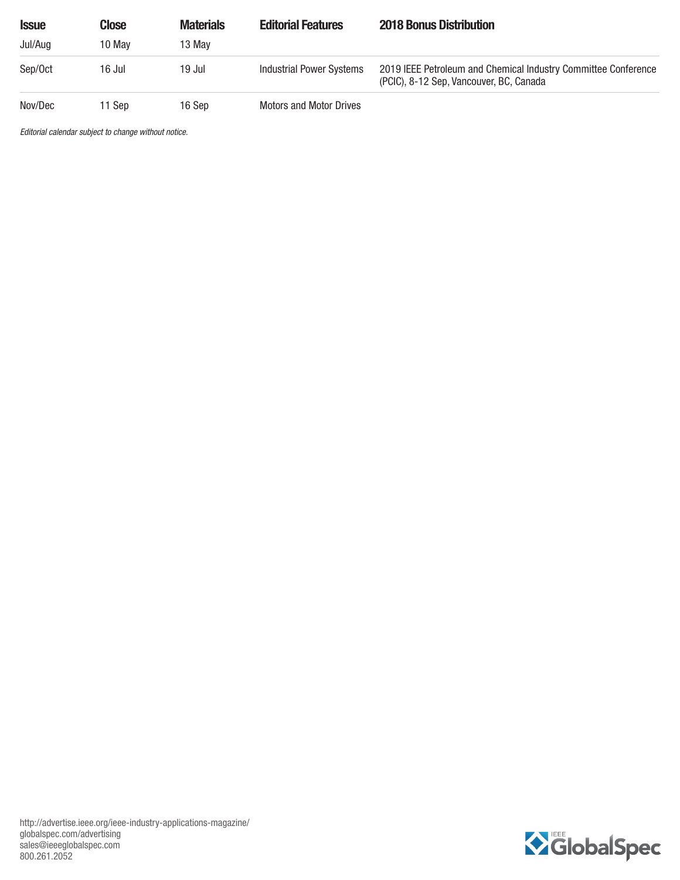| Issue | Close | Materials | Editorial Features | 2018 Bonus Distribution |
|---|---|---|---|---|
| Jul/Aug | 10 May | 13 May | | |
| Sep/Oct | 16 Jul | 19 Jul | Industrial Power Systems | 2019 IEEE Petroleum and Chemical Industry Committee Conference (PCIC), 8-12 Sep, Vancouver, BC, Canada |
| Nov/Dec | 11 Sep | 16 Sep | Motors and Motor Drives | |

*Editorial calendar subject to change without notice.*

http://advertise.ieee.org/ieee-industry-applications-magazine/
globalspec.com/advertising
sales@ieeeglobalspec.com
800.261.2052

IEEE GlobalSpec